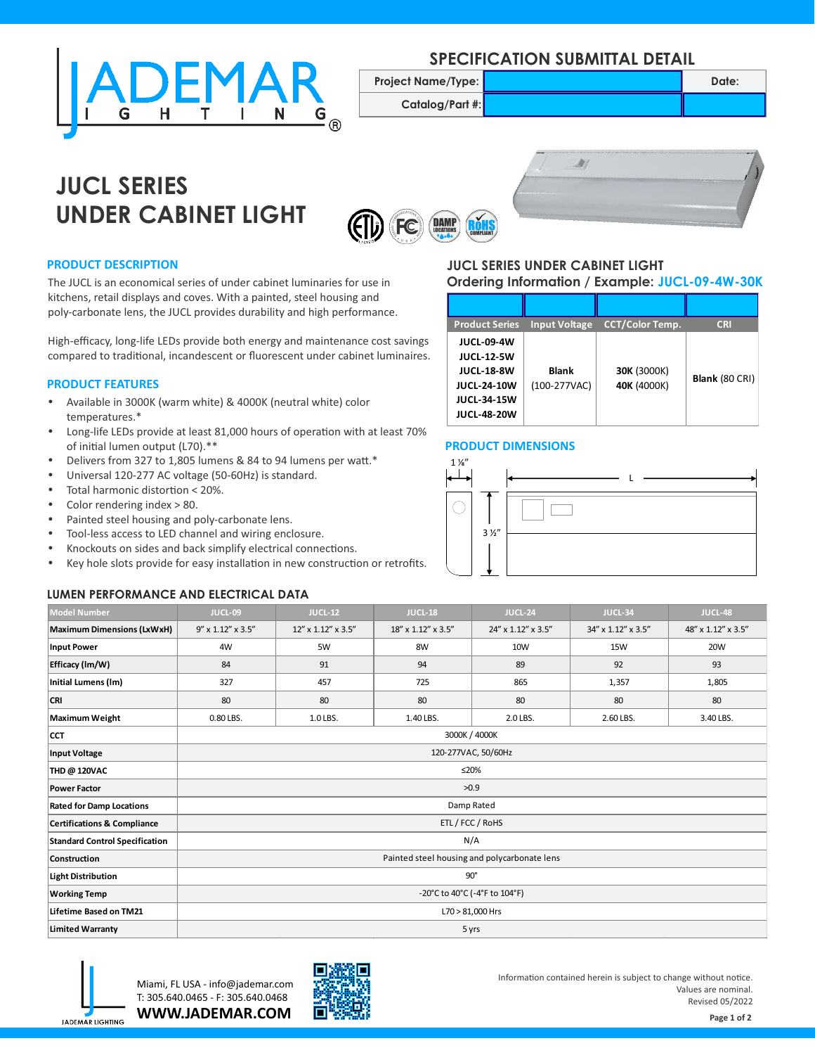# SPECIFICATION SUBMITTAL DETAIL

| Project Name/Type: | | Date: |
|---|---|---|
| Catalog/Part #: | | |

# JUCL SERIES UNDER CABINET LIGHT

## PRODUCT DESCRIPTION

The JUCL is an economical series of under cabinet luminaries for use in kitchens, retail displays and coves. With a painted, steel housing and poly-carbonate lens, the JUCL provides durability and high performance.

High-efficacy, long-life LEDs provide both energy and maintenance cost savings compared to traditional, incandescent or fluorescent under cabinet luminaires.

## PRODUCT FEATURES

- Available in 3000K (warm white) & 4000K (neutral white) color temperatures.*
- Long-life LEDs provide at least 81,000 hours of operation with at least 70% of initial lumen output (L70).**
- Delivers from 327 to 1,805 lumens & 84 to 94 lumens per watt.*
- Universal 120-277 AC voltage (50-60Hz) is standard.
- Total harmonic distortion < 20%.
- Color rendering index > 80.
- Painted steel housing and poly-carbonate lens.
- Tool-less access to LED channel and wiring enclosure.
- Knockouts on sides and back simplify electrical connections.
- Key hole slots provide for easy installation in new construction or retrofits.

## JUCL SERIES UNDER CABINET LIGHT

### Ordering Information / Example: JUCL-09-4W-30K

| | | | |
|---|---|---|---|
| **Product Series** | **Input Voltage** | **CCT/Color Temp.** | **CRI** |
| **JUCL-09-4W**<br>**JUCL-12-5W**<br>**JUCL-18-8W**<br>**JUCL-24-10W**<br>**JUCL-34-15W**<br>**JUCL-48-20W** | **Blank** (100-277VAC) | **30K** (3000K)<br>**40K** (4000K) | **Blank** (80 CRI) |

## PRODUCT DIMENSIONS

1 ⅛"

L

3 ½"

## LUMEN PERFORMANCE AND ELECTRICAL DATA

| Model Number | JUCL-09 | JUCL-12 | JUCL-18 | JUCL-24 | JUCL-34 | JUCL-48 |
|---|---|---|---|---|---|---|
| **Maximum Dimensions (LxWxH)** | 9" x 1.12" x 3.5" | 12" x 1.12" x 3.5" | 18" x 1.12" x 3.5" | 24" x 1.12" x 3.5" | 34" x 1.12" x 3.5" | 48" x 1.12" x 3.5" |
| **Input Power** | 4W | 5W | 8W | 10W | 15W | 20W |
| **Efficacy (lm/W)** | 84 | 91 | 94 | 89 | 92 | 93 |
| **Initial Lumens (lm)** | 327 | 457 | 725 | 865 | 1,357 | 1,805 |
| **CRI** | 80 | 80 | 80 | 80 | 80 | 80 |
| **Maximum Weight** | 0.80 LBS. | 1.0 LBS. | 1.40 LBS. | 2.0 LBS. | 2.60 LBS. | 3.40 LBS. |
| **CCT** | 3000K / 4000K | | | | | |
| **Input Voltage** | 120-277VAC, 50/60Hz | | | | | |
| **THD @ 120VAC** | ≤20% | | | | | |
| **Power Factor** | >0.9 | | | | | |
| **Rated for Damp Locations** | Damp Rated | | | | | |
| **Certifications & Compliance** | ETL / FCC / RoHS | | | | | |
| **Standard Control Specification** | N/A | | | | | |
| **Construction** | Painted steel housing and polycarbonate lens | | | | | |
| **Light Distribution** | 90° | | | | | |
| **Working Temp** | -20°C to 40°C (-4°F to 104°F) | | | | | |
| **Lifetime Based on TM21** | L70 > 81,000 Hrs | | | | | |
| **Limited Warranty** | 5 yrs | | | | | |

Miami, FL USA - info@jademar.com
T: 305.640.0465 - F: 305.640.0468
**WWW.JADEMAR.COM**

Information contained herein is subject to change without notice.
Values are nominal.
Revised 05/2022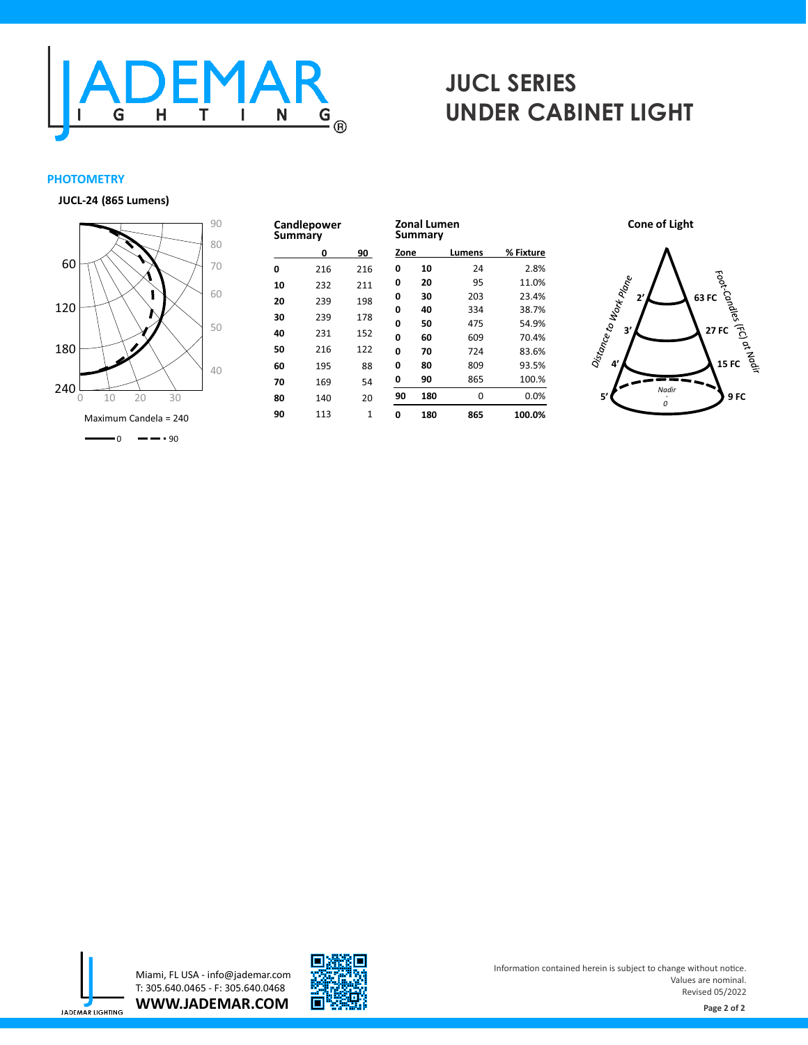# JUCL SERIES
# UNDER CABINET LIGHT

## PHOTOMETRY

**JUCL-24 (865 Lumens)**

90
80
60
70
60
120
50
180
40
240
0 10 20 30

Maximum Candela = 240

0 90

**Candlepower Summary**

| | 0 | 90 |
|---|---|---|
| **0** | 216 | 216 |
| **10** | 232 | 211 |
| **20** | 239 | 198 |
| **30** | 239 | 178 |
| **40** | 231 | 152 |
| **50** | 216 | 122 |
| **60** | 195 | 88 |
| **70** | 169 | 54 |
| **80** | 140 | 20 |
| **90** | 113 | 1 |

**Zonal Lumen Summary**

| Zone | | Lumens | % Fixture |
|---|---|---|---|
| **0** | **10** | 24 | 2.8% |
| **0** | **20** | 95 | 11.0% |
| **0** | **30** | 203 | 23.4% |
| **0** | **40** | 334 | 38.7% |
| **0** | **50** | 475 | 54.9% |
| **0** | **60** | 609 | 70.4% |
| **0** | **70** | 724 | 83.6% |
| **0** | **80** | 809 | 93.5% |
| **0** | **90** | 865 | 100.0% |
| **90** | **180** | 0 | 0.0% |
| **0** | **180** | **865** | **100.0%** |

**Cone of Light**

*Distance to Work Plane*

*Foot-Candles (FC) at Nadir*

2' 63 FC

3' 27 FC

4' 15 FC

5' 9 FC

*Nadir*
0

Miami, FL USA - info@jademar.com
T: 305.640.0465 - F: 305.640.0468
**WWW.JADEMAR.COM**

Information contained herein is subject to change without notice.
Values are nominal.
Revised 05/2022